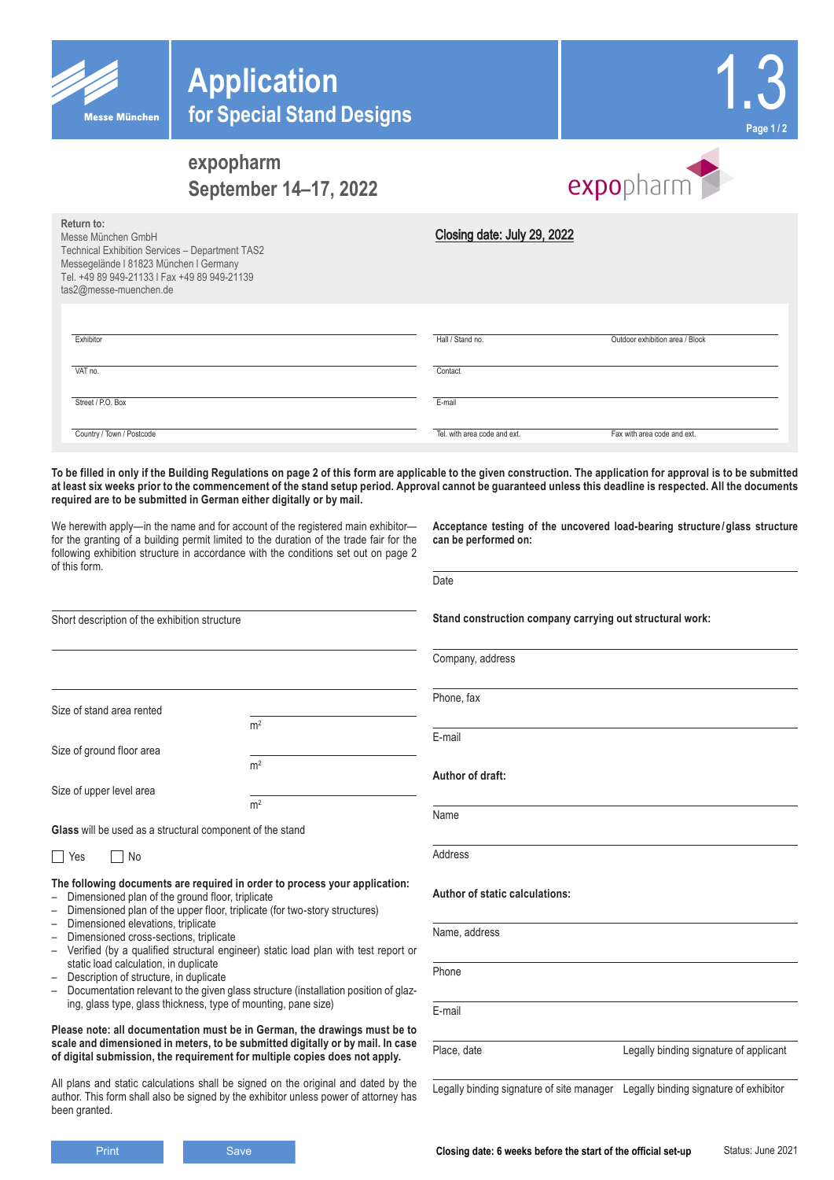# Application for Special Stand Designs

**1.3**

## expopharm
## September 14–17, 2022

**Return to:**
Messe München GmbH
Technical Exhibition Services – Department TAS2
Messegelände I 81823 München I Germany
Tel. +49 89 949-21133 I Fax +49 89 949-21139
tas2@messe-muenchen.de

**Closing date: July 29, 2022**

| | | |
|---|---|---|
| Exhibitor | Hall / Stand no. | Outdoor exhibition area / Block |
| VAT no. | Contact | |
| Street / P.O. Box | E-mail | |
| Country / Town / Postcode | Tel. with area code and ext. | Fax with area code and ext. |

**To be filled in only if the Building Regulations on page 2 of this form are applicable to the given construction. The application for approval is to be submitted at least six weeks prior to the commencement of the stand setup period. Approval cannot be guaranteed unless this deadline is respected. All the documents required are to be submitted in German either digitally or by mail.**

We herewith apply—in the name and for account of the registered main exhibitor—for the granting of a building permit limited to the duration of the trade fair for the following exhibition structure in accordance with the conditions set out on page 2 of this form.

Short description of the exhibition structure

Size of stand area rented ________ $m^2$

Size of ground floor area ________ $m^2$

Size of upper level area ________ $m^2$

**Glass** will be used as a structural component of the stand

☐ Yes ☐ No

**The following documents are required in order to process your application:**

- Dimensioned plan of the ground floor, triplicate
- Dimensioned plan of the upper floor, triplicate (for two-story structures)
- Dimensioned elevations, triplicate
- Dimensioned cross-sections, triplicate
- Verified (by a qualified structural engineer) static load plan with test report or static load calculation, in duplicate
- Description of structure, in duplicate
- Documentation relevant to the given glass structure (installation position of glazing, glass type, glass thickness, type of mounting, pane size)

**Please note: all documentation must be in German, the drawings must be to scale and dimensioned in meters, to be submitted digitally or by mail. In case of digital submission, the requirement for multiple copies does not apply.**

All plans and static calculations shall be signed on the original and dated by the author. This form shall also be signed by the exhibitor unless power of attorney has been granted.

**Acceptance testing of the uncovered load-bearing structure / glass structure can be performed on:**

Date

**Stand construction company carrying out structural work:**

Company, address

Phone, fax

E-mail

**Author of draft:**

Name

Address

**Author of static calculations:**

Name, address

Phone

E-mail

| | |
|---|---|
| Place, date | Legally binding signature of applicant |
| Legally binding signature of site manager | Legally binding signature of exhibitor |

Print | Save

**Closing date: 6 weeks before the start of the official set-up**

Status: June 2021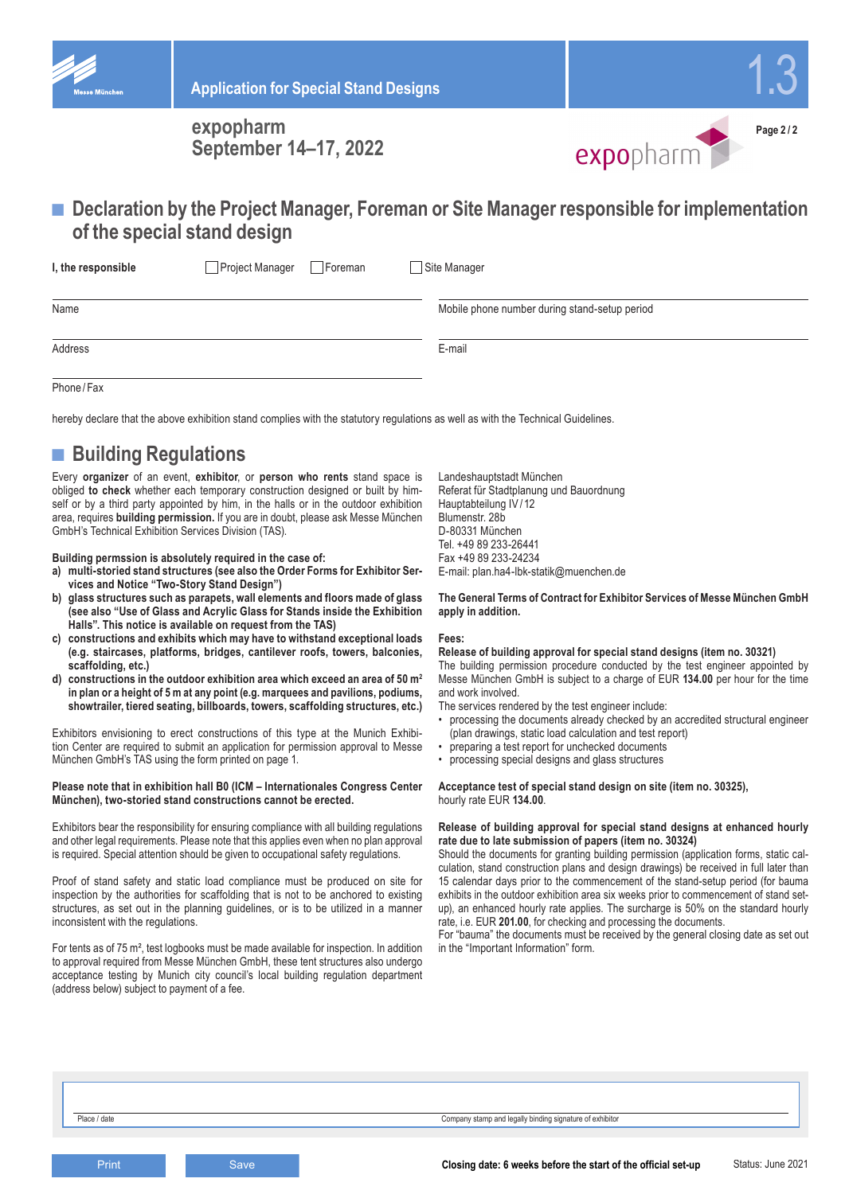Application for Special Stand Designs

**expopharm**
**September 14–17, 2022**

## Declaration by the Project Manager, Foreman or Site Manager responsible for implementation of the special stand design

**I, the responsible** ☐ Project Manager ☐ Foreman ☐ Site Manager

Name

Mobile phone number during stand-setup period

Address

E-mail

Phone / Fax

hereby declare that the above exhibition stand complies with the statutory regulations as well as with the Technical Guidelines.

## Building Regulations

Every **organizer** of an event, **exhibitor**, or **person who rents** stand space is obliged **to check** whether each temporary construction designed or built by himself or by a third party appointed by him, in the halls or in the outdoor exhibition area, requires **building permission.** If you are in doubt, please ask Messe München GmbH's Technical Exhibition Services Division (TAS).

**Building permssion is absolutely required in the case of:**

a) **multi-storied stand structures (see also the Order Forms for Exhibitor Services and Notice "Two-Story Stand Design")**
b) **glass structures such as parapets, wall elements and floors made of glass (see also "Use of Glass and Acrylic Glass for Stands inside the Exhibition Halls". This notice is available on request from the TAS)**
c) **constructions and exhibits which may have to withstand exceptional loads (e.g. staircases, platforms, bridges, cantilever roofs, towers, balconies, scaffolding, etc.)**
d) **constructions in the outdoor exhibition area which exceed an area of 50 m² in plan or a height of 5 m at any point (e.g. marquees and pavilions, podiums, showtrailer, tiered seating, billboards, towers, scaffolding structures, etc.)**

Exhibitors envisioning to erect constructions of this type at the Munich Exhibition Center are required to submit an application for permission approval to Messe München GmbH's TAS using the form printed on page 1.

**Please note that in exhibition hall B0 (ICM – Internationales Congress Center München), two-storied stand constructions cannot be erected.**

Exhibitors bear the responsibility for ensuring compliance with all building regulations and other legal requirements. Please note that this applies even when no plan approval is required. Special attention should be given to occupational safety regulations.

Proof of stand safety and static load compliance must be produced on site for inspection by the authorities for scaffolding that is not to be anchored to existing structures, as set out in the planning guidelines, or is to be utilized in a manner inconsistent with the regulations.

For tents as of 75 m², test logbooks must be made available for inspection. In addition to approval required from Messe München GmbH, these tent structures also undergo acceptance testing by Munich city council's local building regulation department (address below) subject to payment of a fee.

Landeshauptstadt München
Referat für Stadtplanung und Bauordnung
Hauptabteilung IV / 12
Blumenstr. 28b
D-80331 München
Tel. +49 89 233-26441
Fax +49 89 233-24234
E-mail: plan.ha4-lbk-statik@muenchen.de

**The General Terms of Contract for Exhibitor Services of Messe München GmbH apply in addition.**

**Fees:**

**Release of building approval for special stand designs (item no. 30321)**
The building permission procedure conducted by the test engineer appointed by Messe München GmbH is subject to a charge of EUR **134.00** per hour for the time and work involved.
The services rendered by the test engineer include:

- processing the documents already checked by an accredited structural engineer (plan drawings, static load calculation and test report)
- preparing a test report for unchecked documents
- processing special designs and glass structures

**Acceptance test of special stand design on site (item no. 30325),**
hourly rate EUR **134.00**.

**Release of building approval for special stand designs at enhanced hourly rate due to late submission of papers (item no. 30324)**
Should the documents for granting building permission (application forms, static calculation, stand construction plans and design drawings) be received in full later than 15 calendar days prior to the commencement of the stand-setup period (for bauma exhibits in the outdoor exhibition area six weeks prior to commencement of stand setup), an enhanced hourly rate applies. The surcharge is 50% on the standard hourly rate, i.e. EUR **201.00**, for checking and processing the documents.
For "bauma" the documents must be received by the general closing date as set out in the "Important Information" form.

Place / date

Company stamp and legally binding signature of exhibitor

**Closing date: 6 weeks before the start of the official set-up**

Status: June 2021